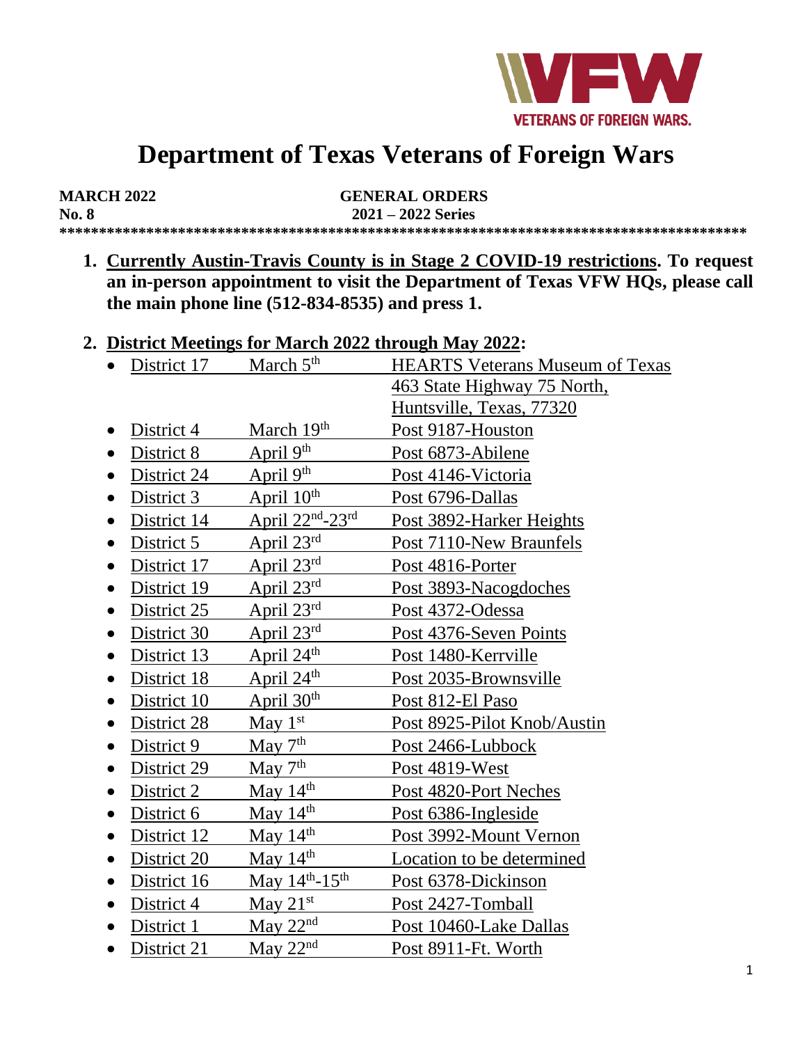# Department of Texas Veterans of Foreign Wars

**MARCH 2022** **GENERAL ORDERS**
**No. 8** **2021 – 2022 Series**

**************************************************************************************

1. **Currently Austin-Travis County is in Stage 2 COVID-19 restrictions. To request an in-person appointment to visit the Department of Texas VFW HQs, please call the main phone line (512-834-8535) and press 1.**

2. **District Meetings for March 2022 through May 2022:**
   - District 17 — March 5th — HEARTS Veterans Museum of Texas, 463 State Highway 75 North, Huntsville, Texas, 77320
   - District 4 — March 19th — Post 9187-Houston
   - District 8 — April 9th — Post 6873-Abilene
   - District 24 — April 9th — Post 4146-Victoria
   - District 3 — April 10th — Post 6796-Dallas
   - District 14 — April 22nd-23rd — Post 3892-Harker Heights
   - District 5 — April 23rd — Post 7110-New Braunfels
   - District 17 — April 23rd — Post 4816-Porter
   - District 19 — April 23rd — Post 3893-Nacogdoches
   - District 25 — April 23rd — Post 4372-Odessa
   - District 30 — April 23rd — Post 4376-Seven Points
   - District 13 — April 24th — Post 1480-Kerrville
   - District 18 — April 24th — Post 2035-Brownsville
   - District 10 — April 30th — Post 812-El Paso
   - District 28 — May 1st — Post 8925-Pilot Knob/Austin
   - District 9 — May 7th — Post 2466-Lubbock
   - District 29 — May 7th — Post 4819-West
   - District 2 — May 14th — Post 4820-Port Neches
   - District 6 — May 14th — Post 6386-Ingleside
   - District 12 — May 14th — Post 3992-Mount Vernon
   - District 20 — May 14th — Location to be determined
   - District 16 — May 14th-15th — Post 6378-Dickinson
   - District 4 — May 21st — Post 2427-Tomball
   - District 1 — May 22nd — Post 10460-Lake Dallas
   - District 21 — May 22nd — Post 8911-Ft. Worth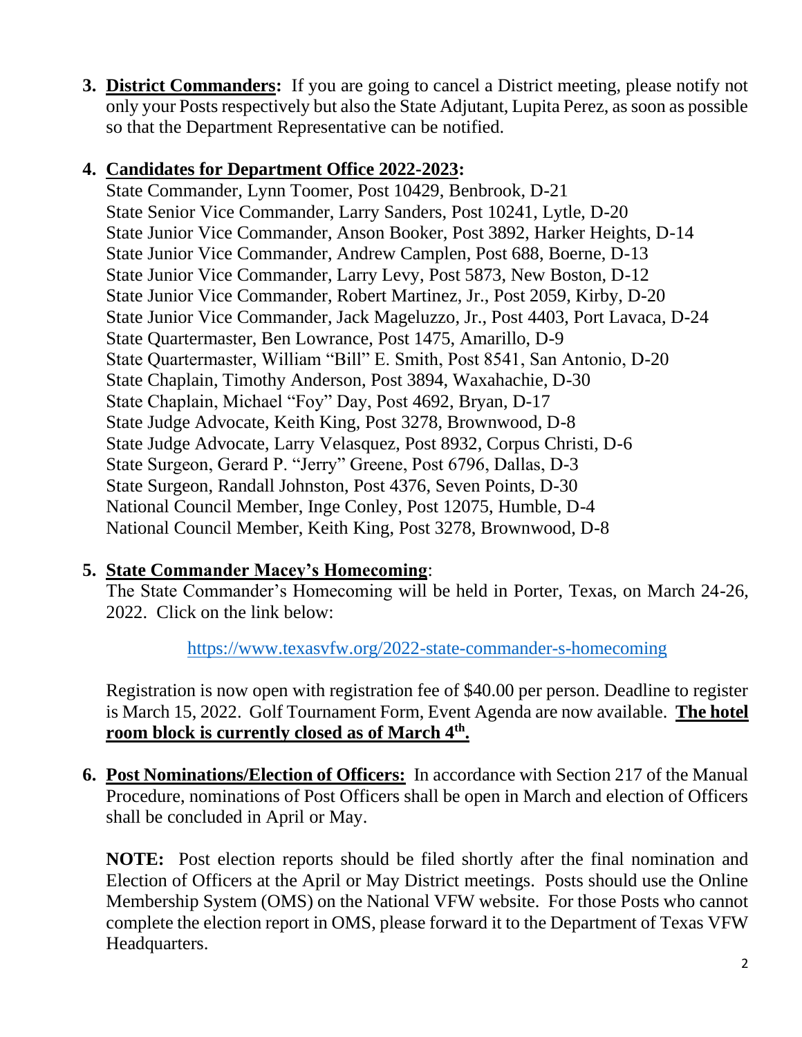3. **District Commanders:** If you are going to cancel a District meeting, please notify not only your Posts respectively but also the State Adjutant, Lupita Perez, as soon as possible so that the Department Representative can be notified.

4. **Candidates for Department Office 2022-2023:**
   State Commander, Lynn Toomer, Post 10429, Benbrook, D-21
   State Senior Vice Commander, Larry Sanders, Post 10241, Lytle, D-20
   State Junior Vice Commander, Anson Booker, Post 3892, Harker Heights, D-14
   State Junior Vice Commander, Andrew Camplen, Post 688, Boerne, D-13
   State Junior Vice Commander, Larry Levy, Post 5873, New Boston, D-12
   State Junior Vice Commander, Robert Martinez, Jr., Post 2059, Kirby, D-20
   State Junior Vice Commander, Jack Mageluzzo, Jr., Post 4403, Port Lavaca, D-24
   State Quartermaster, Ben Lowrance, Post 1475, Amarillo, D-9
   State Quartermaster, William "Bill" E. Smith, Post 8541, San Antonio, D-20
   State Chaplain, Timothy Anderson, Post 3894, Waxahachie, D-30
   State Chaplain, Michael "Foy" Day, Post 4692, Bryan, D-17
   State Judge Advocate, Keith King, Post 3278, Brownwood, D-8
   State Judge Advocate, Larry Velasquez, Post 8932, Corpus Christi, D-6
   State Surgeon, Gerard P. "Jerry" Greene, Post 6796, Dallas, D-3
   State Surgeon, Randall Johnston, Post 4376, Seven Points, D-30
   National Council Member, Inge Conley, Post 12075, Humble, D-4
   National Council Member, Keith King, Post 3278, Brownwood, D-8

5. **State Commander Macey's Homecoming**:
   The State Commander's Homecoming will be held in Porter, Texas, on March 24-26, 2022. Click on the link below:

   https://www.texasvfw.org/2022-state-commander-s-homecoming

   Registration is now open with registration fee of $40.00 per person. Deadline to register is March 15, 2022. Golf Tournament Form, Event Agenda are now available. **The hotel room block is currently closed as of March 4th.**

6. **Post Nominations/Election of Officers:** In accordance with Section 217 of the Manual Procedure, nominations of Post Officers shall be open in March and election of Officers shall be concluded in April or May.

   **NOTE:** Post election reports should be filed shortly after the final nomination and Election of Officers at the April or May District meetings. Posts should use the Online Membership System (OMS) on the National VFW website. For those Posts who cannot complete the election report in OMS, please forward it to the Department of Texas VFW Headquarters.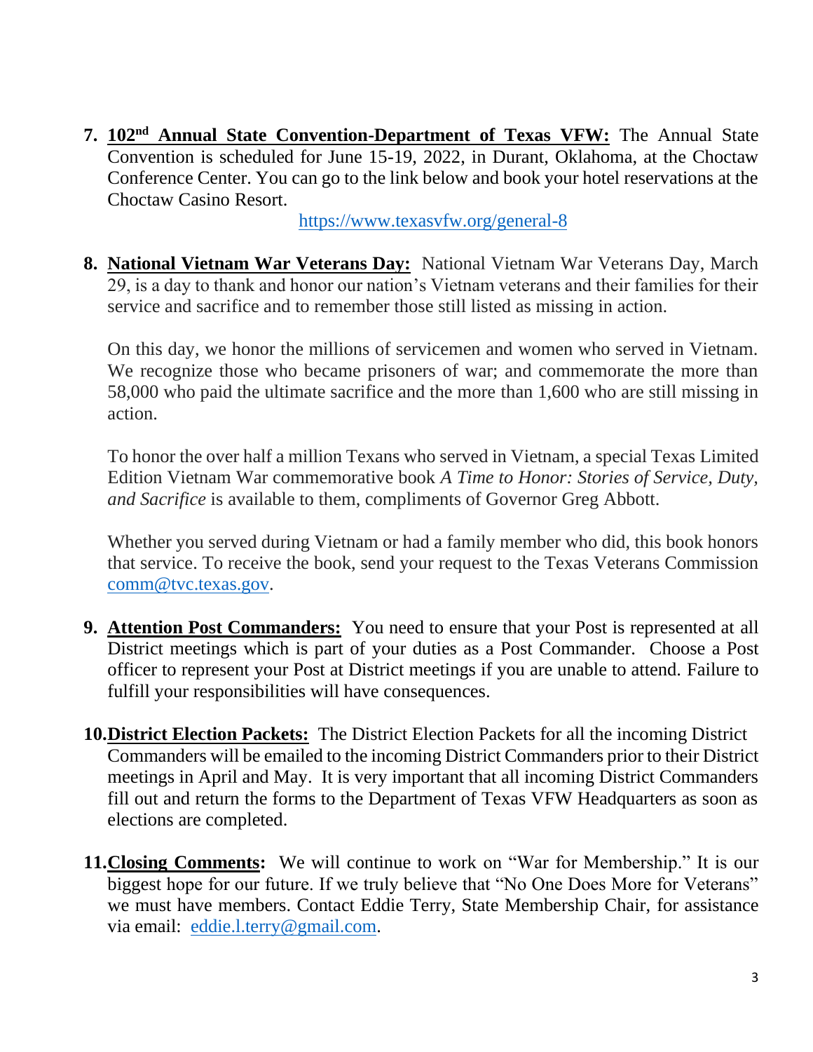7. **<u>102nd Annual State Convention-Department of Texas VFW:</u>** The Annual State Convention is scheduled for June 15-19, 2022, in Durant, Oklahoma, at the Choctaw Conference Center. You can go to the link below and book your hotel reservations at the Choctaw Casino Resort.

   https://www.texasvfw.org/general-8

8. **<u>National Vietnam War Veterans Day:</u>** National Vietnam War Veterans Day, March 29, is a day to thank and honor our nation's Vietnam veterans and their families for their service and sacrifice and to remember those still listed as missing in action.

   On this day, we honor the millions of servicemen and women who served in Vietnam. We recognize those who became prisoners of war; and commemorate the more than 58,000 who paid the ultimate sacrifice and the more than 1,600 who are still missing in action.

   To honor the over half a million Texans who served in Vietnam, a special Texas Limited Edition Vietnam War commemorative book *A Time to Honor: Stories of Service, Duty, and Sacrifice* is available to them, compliments of Governor Greg Abbott.

   Whether you served during Vietnam or had a family member who did, this book honors that service. To receive the book, send your request to the Texas Veterans Commission comm@tvc.texas.gov.

9. **<u>Attention Post Commanders:</u>** You need to ensure that your Post is represented at all District meetings which is part of your duties as a Post Commander. Choose a Post officer to represent your Post at District meetings if you are unable to attend. Failure to fulfill your responsibilities will have consequences.

10. **<u>District Election Packets:</u>** The District Election Packets for all the incoming District Commanders will be emailed to the incoming District Commanders prior to their District meetings in April and May. It is very important that all incoming District Commanders fill out and return the forms to the Department of Texas VFW Headquarters as soon as elections are completed.

11. **<u>Closing Comments</u>:** We will continue to work on "War for Membership." It is our biggest hope for our future. If we truly believe that "No One Does More for Veterans" we must have members. Contact Eddie Terry, State Membership Chair, for assistance via email: eddie.l.terry@gmail.com.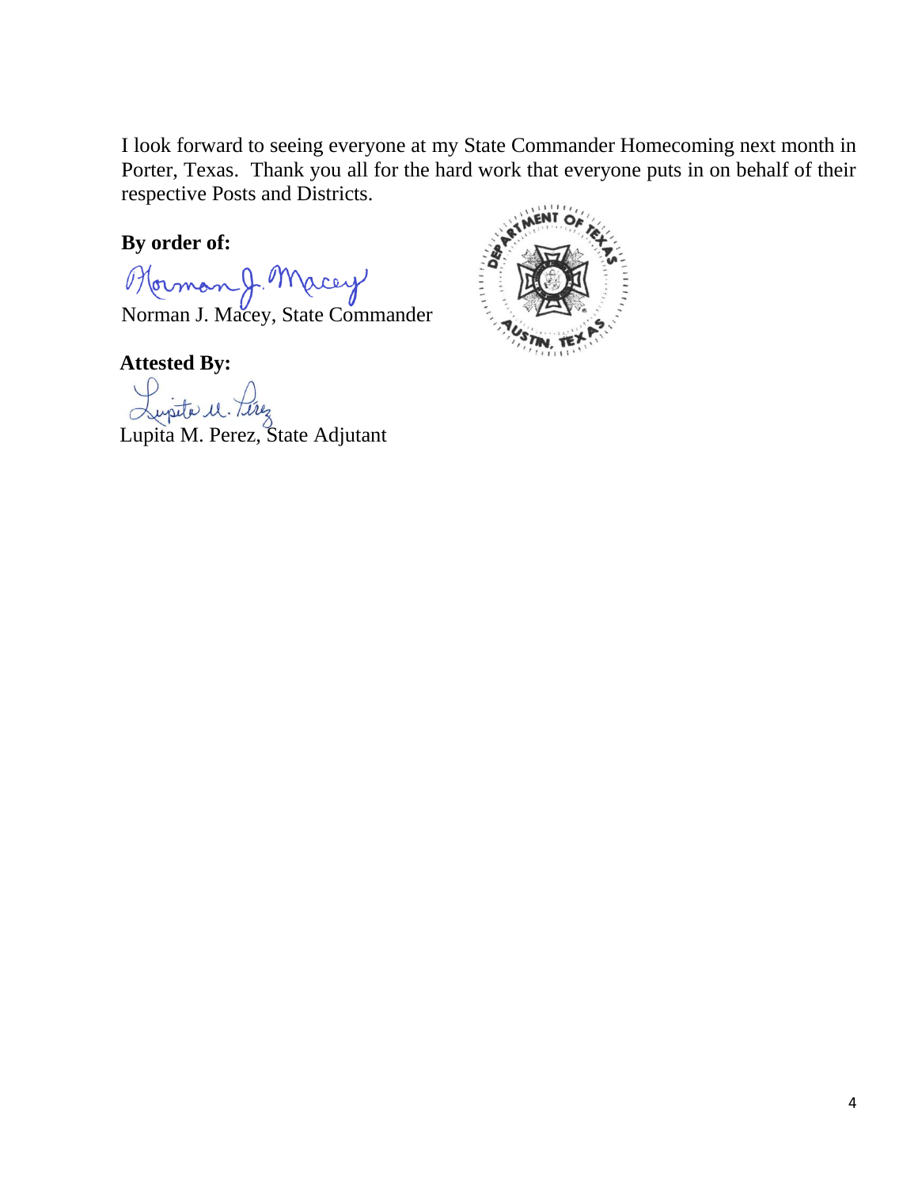I look forward to seeing everyone at my State Commander Homecoming next month in Porter, Texas. Thank you all for the hard work that everyone puts in on behalf of their respective Posts and Districts.

**By order of:**

Norman J. Macey, State Commander

**Attested By:**

Lupita M. Perez, State Adjutant